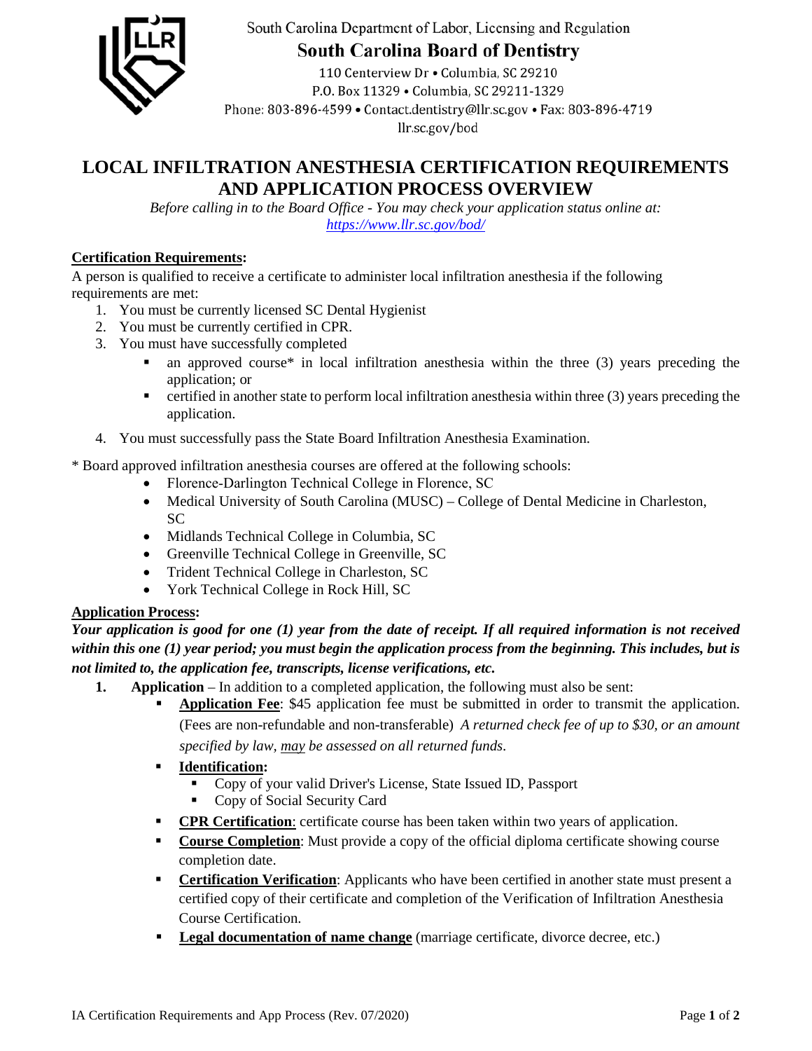South Carolina Department of Labor, Licensing and Regulation

**South Carolina Board of Dentistry**

110 Centerview Dr • Columbia, SC 29210
P.O. Box 11329 • Columbia, SC 29211-1329
Phone: 803-896-4599 • Contact.dentistry@llr.sc.gov • Fax: 803-896-4719
llr.sc.gov/bod

# LOCAL INFILTRATION ANESTHESIA CERTIFICATION REQUIREMENTS AND APPLICATION PROCESS OVERVIEW

*Before calling in to the Board Office - You may check your application status online at:* *https://www.llr.sc.gov/bod/*

**Certification Requirements:**

A person is qualified to receive a certificate to administer local infiltration anesthesia if the following requirements are met:

1. You must be currently licensed SC Dental Hygienist
2. You must be currently certified in CPR.
3. You must have successfully completed
   - an approved course* in local infiltration anesthesia within the three (3) years preceding the application; or
   - certified in another state to perform local infiltration anesthesia within three (3) years preceding the application.
4. You must successfully pass the State Board Infiltration Anesthesia Examination.

* Board approved infiltration anesthesia courses are offered at the following schools:

- Florence-Darlington Technical College in Florence, SC
- Medical University of South Carolina (MUSC) – College of Dental Medicine in Charleston, SC
- Midlands Technical College in Columbia, SC
- Greenville Technical College in Greenville, SC
- Trident Technical College in Charleston, SC
- York Technical College in Rock Hill, SC

**Application Process:**

***Your application is good for one (1) year from the date of receipt. If all required information is not received within this one (1) year period; you must begin the application process from the beginning. This includes, but is not limited to, the application fee, transcripts, license verifications, etc.***

1. **Application** – In addition to a completed application, the following must also be sent:
   - **Application Fee**: $45 application fee must be submitted in order to transmit the application. (Fees are non-refundable and non-transferable) *A returned check fee of up to $30, or an amount specified by law, may be assessed on all returned funds.*
   - **Identification:**
     - Copy of your valid Driver's License, State Issued ID, Passport
     - Copy of Social Security Card
   - **CPR Certification**: certificate course has been taken within two years of application.
   - **Course Completion**: Must provide a copy of the official diploma certificate showing course completion date.
   - **Certification Verification**: Applicants who have been certified in another state must present a certified copy of their certificate and completion of the Verification of Infiltration Anesthesia Course Certification.
   - **Legal documentation of name change** (marriage certificate, divorce decree, etc.)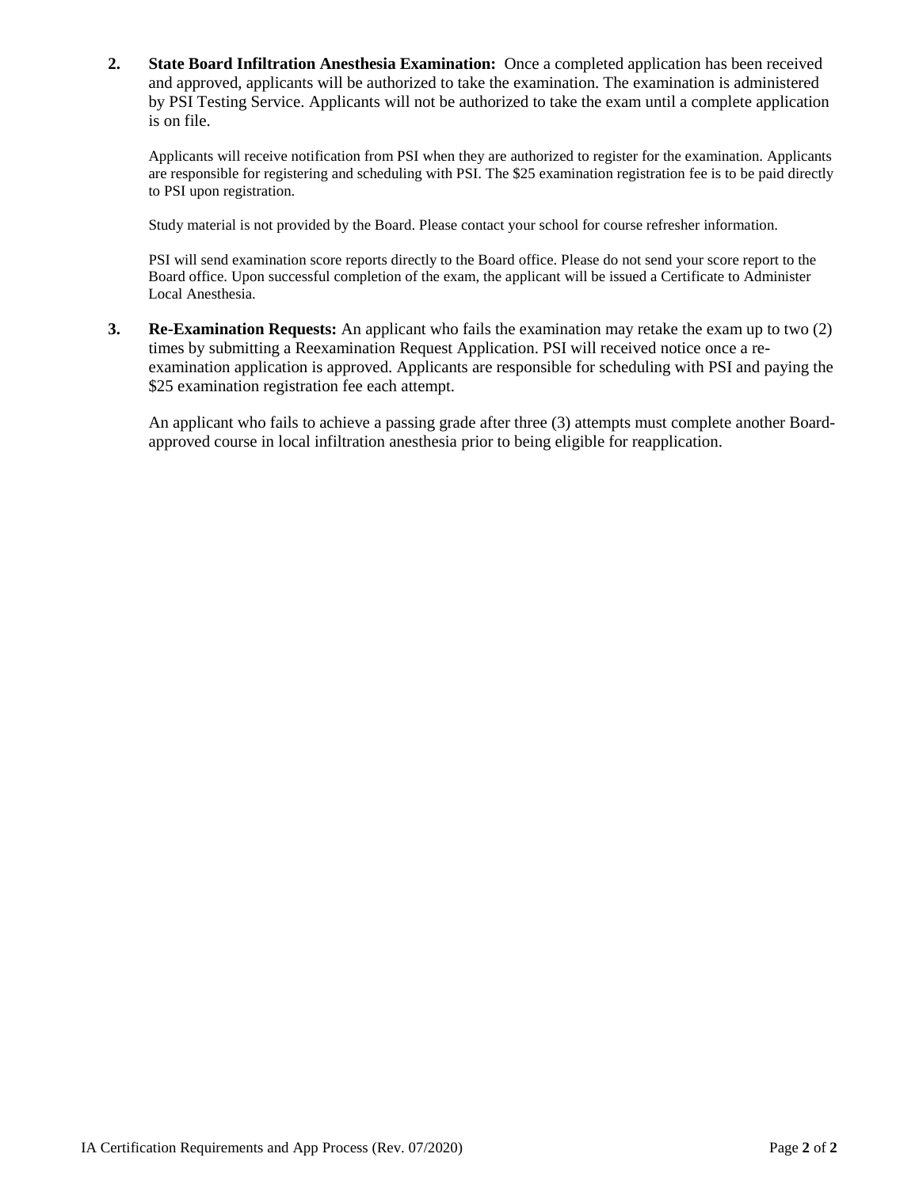2. **State Board Infiltration Anesthesia Examination:** Once a completed application has been received and approved, applicants will be authorized to take the examination. The examination is administered by PSI Testing Service. Applicants will not be authorized to take the exam until a complete application is on file.

   Applicants will receive notification from PSI when they are authorized to register for the examination. Applicants are responsible for registering and scheduling with PSI. The $25 examination registration fee is to be paid directly to PSI upon registration.

   Study material is not provided by the Board. Please contact your school for course refresher information.

   PSI will send examination score reports directly to the Board office. Please do not send your score report to the Board office. Upon successful completion of the exam, the applicant will be issued a Certificate to Administer Local Anesthesia.

3. **Re-Examination Requests:** An applicant who fails the examination may retake the exam up to two (2) times by submitting a Reexamination Request Application. PSI will received notice once a re-examination application is approved. Applicants are responsible for scheduling with PSI and paying the $25 examination registration fee each attempt.

   An applicant who fails to achieve a passing grade after three (3) attempts must complete another Board-approved course in local infiltration anesthesia prior to being eligible for reapplication.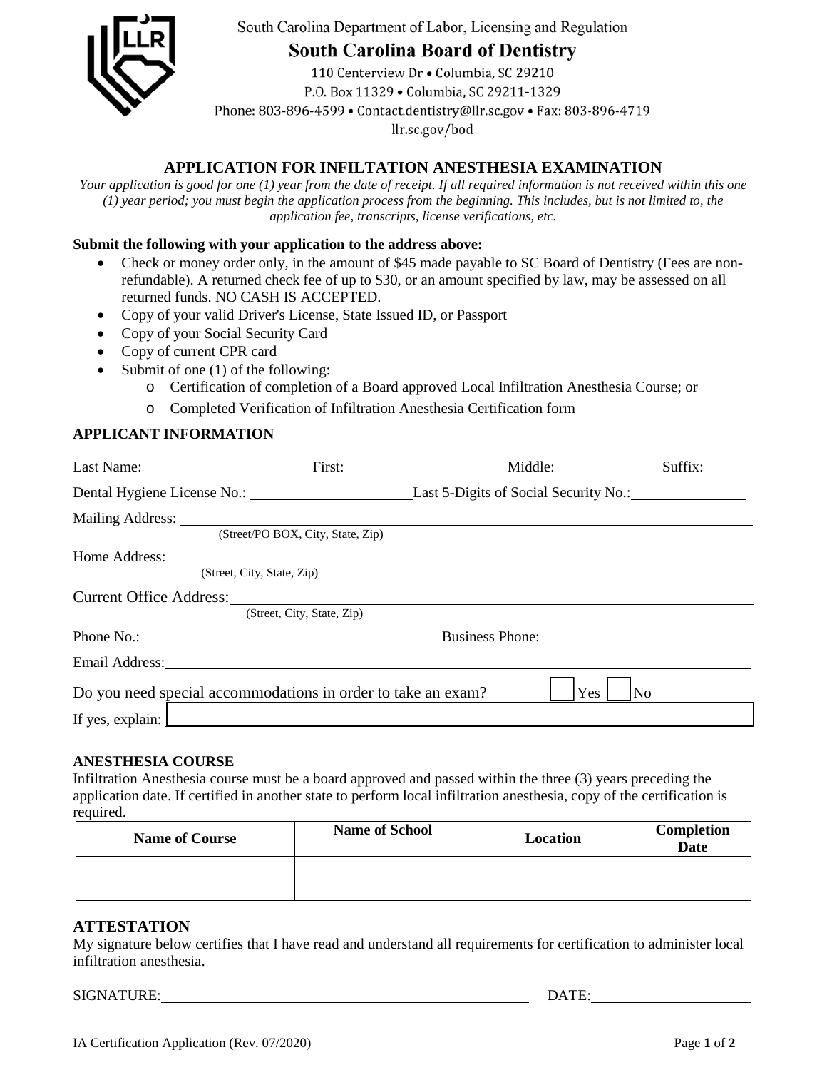South Carolina Department of Labor, Licensing and Regulation

# South Carolina Board of Dentistry

110 Centerview Dr • Columbia, SC 29210
P.O. Box 11329 • Columbia, SC 29211-1329
Phone: 803-896-4599 • Contact.dentistry@llr.sc.gov • Fax: 803-896-4719
llr.sc.gov/bod

## APPLICATION FOR INFILTATION ANESTHESIA EXAMINATION

*Your application is good for one (1) year from the date of receipt. If all required information is not received within this one (1) year period; you must begin the application process from the beginning. This includes, but is not limited to, the application fee, transcripts, license verifications, etc.*

**Submit the following with your application to the address above:**

- Check or money order only, in the amount of $45 made payable to SC Board of Dentistry (Fees are non-refundable). A returned check fee of up to $30, or an amount specified by law, may be assessed on all returned funds. NO CASH IS ACCEPTED.
- Copy of your valid Driver's License, State Issued ID, or Passport
- Copy of your Social Security Card
- Copy of current CPR card
- Submit of one (1) of the following:
  - Certification of completion of a Board approved Local Infiltration Anesthesia Course; or
  - Completed Verification of Infiltration Anesthesia Certification form

### APPLICANT INFORMATION

Last Name: ____________________ First: ____________________ Middle: ______________ Suffix: ______

Dental Hygiene License No.: ____________________ Last 5-Digits of Social Security No.: ______________

Mailing Address: ________________________________________
(Street/PO BOX, City, State, Zip)

Home Address: ________________________________________
(Street, City, State, Zip)

Current Office Address: ________________________________________
(Street, City, State, Zip)

Phone No.: ____________________ Business Phone: ____________________

Email Address: ________________________________________

Do you need special accommodations in order to take an exam? ☐ Yes ☐ No

If yes, explain: ________________________________________

### ANESTHESIA COURSE

Infiltration Anesthesia course must be a board approved and passed within the three (3) years preceding the application date. If certified in another state to perform local infiltration anesthesia, copy of the certification is required.

| Name of Course | Name of School | Location | Completion Date |
|---|---|---|---|
| | | | |

### ATTESTATION

My signature below certifies that I have read and understand all requirements for certification to administer local infiltration anesthesia.

SIGNATURE: ________________________________________ DATE: ____________________

IA Certification Application (Rev. 07/2020)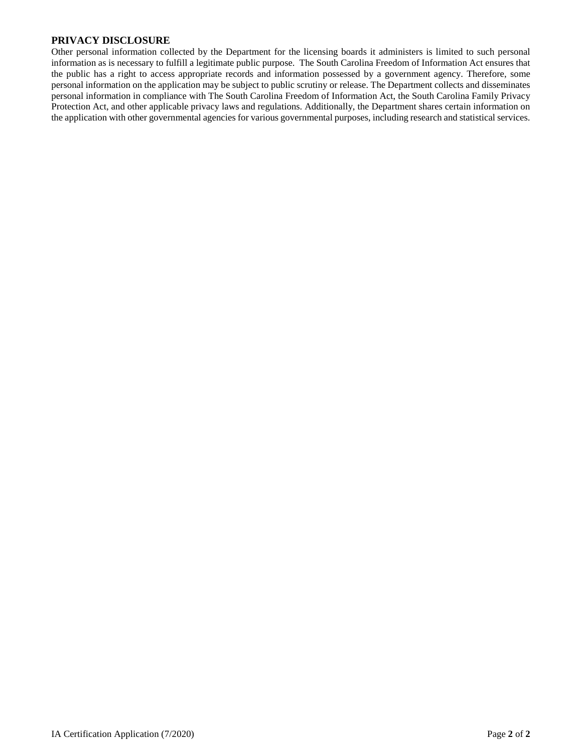## PRIVACY DISCLOSURE

Other personal information collected by the Department for the licensing boards it administers is limited to such personal information as is necessary to fulfill a legitimate public purpose. The South Carolina Freedom of Information Act ensures that the public has a right to access appropriate records and information possessed by a government agency. Therefore, some personal information on the application may be subject to public scrutiny or release. The Department collects and disseminates personal information in compliance with The South Carolina Freedom of Information Act, the South Carolina Family Privacy Protection Act, and other applicable privacy laws and regulations. Additionally, the Department shares certain information on the application with other governmental agencies for various governmental purposes, including research and statistical services.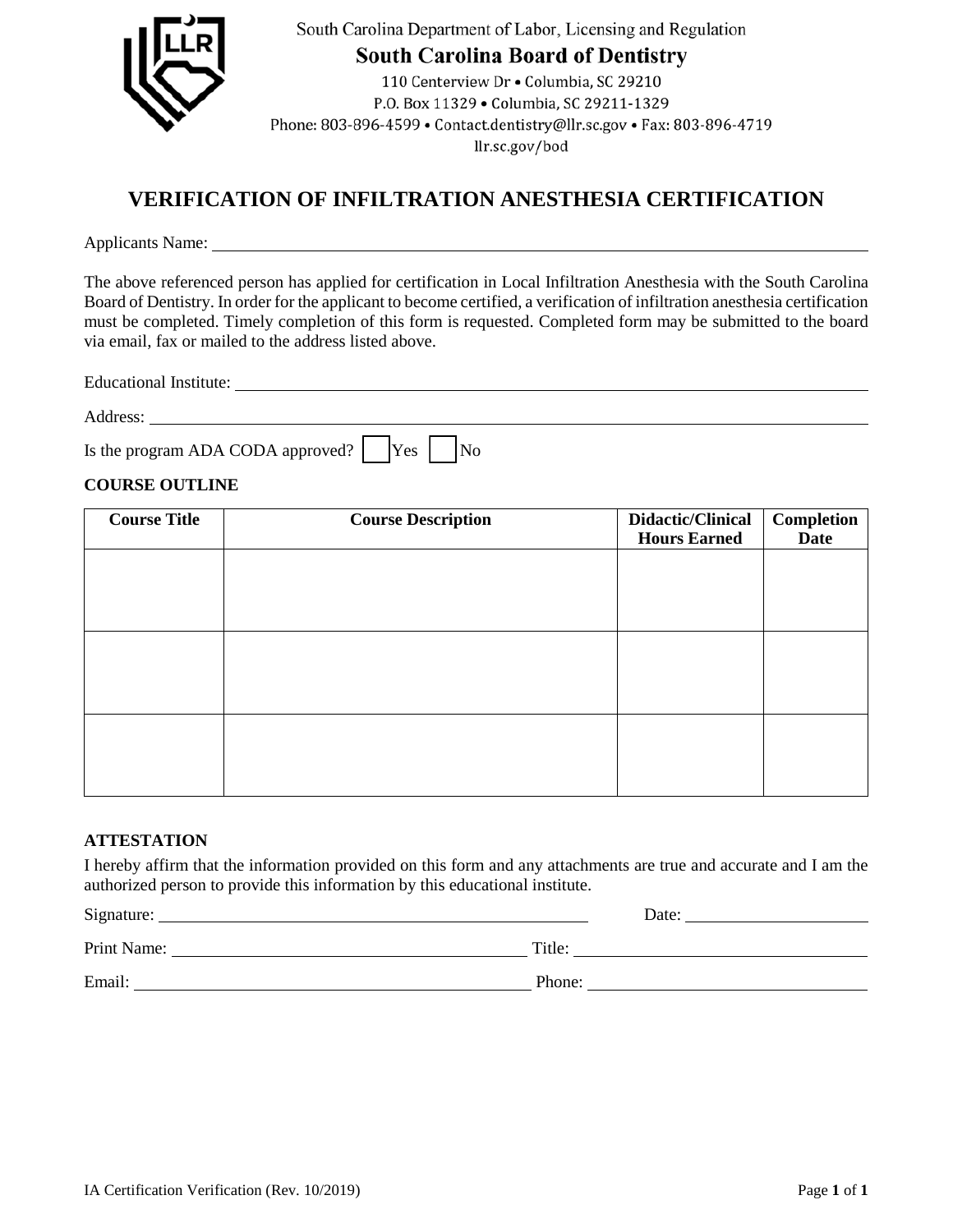South Carolina Department of Labor, Licensing and Regulation

**South Carolina Board of Dentistry**

110 Centerview Dr • Columbia, SC 29210
P.O. Box 11329 • Columbia, SC 29211-1329
Phone: 803-896-4599 • Contact.dentistry@llr.sc.gov • Fax: 803-896-4719
llr.sc.gov/bod

# VERIFICATION OF INFILTRATION ANESTHESIA CERTIFICATION

Applicants Name: ______________________________________________

The above referenced person has applied for certification in Local Infiltration Anesthesia with the South Carolina Board of Dentistry. In order for the applicant to become certified, a verification of infiltration anesthesia certification must be completed. Timely completion of this form is requested. Completed form may be submitted to the board via email, fax or mailed to the address listed above.

Educational Institute: ______________________________________________

Address: ______________________________________________

Is the program ADA CODA approved? ☐ Yes ☐ No

**COURSE OUTLINE**

| Course Title | Course Description | Didactic/Clinical Hours Earned | Completion Date |
|---|---|---|---|
| | | | |
| | | | |
| | | | |

**ATTESTATION**

I hereby affirm that the information provided on this form and any attachments are true and accurate and I am the authorized person to provide this information by this educational institute.

Signature: ______________________________ Date: ______________

Print Name: ______________________________ Title: ______________

Email: ______________________________ Phone: ______________

IA Certification Verification (Rev. 10/2019)